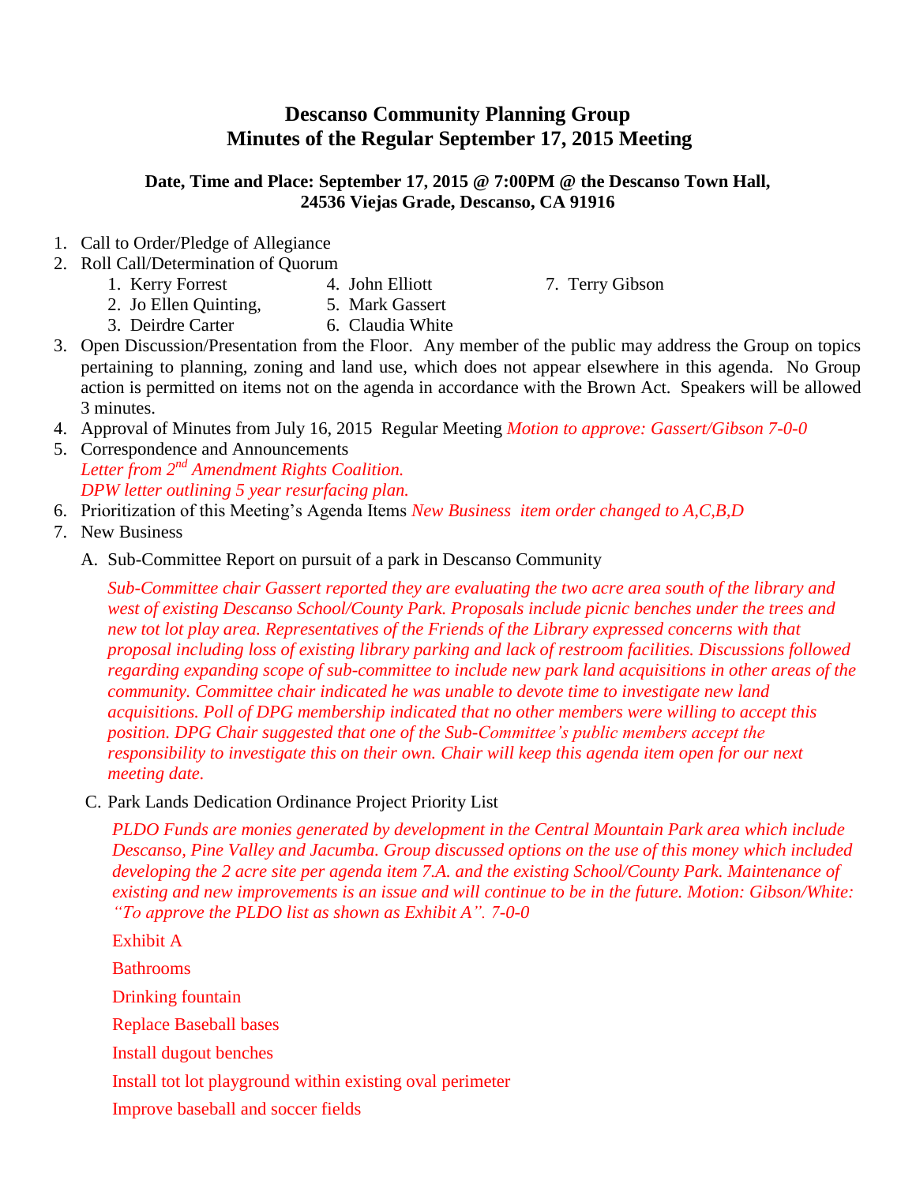# Descanso Community Planning Group
# Minutes of the Regular September 17, 2015 Meeting

**Date, Time and Place: September 17, 2015 @ 7:00PM @ the Descanso Town Hall, 24536 Viejas Grade, Descanso, CA 91916**

1. Call to Order/Pledge of Allegiance
2. Roll Call/Determination of Quorum
   1. Kerry Forrest
   2. Jo Ellen Quinting,
   3. Deirdre Carter
   4. John Elliott
   5. Mark Gassert
   6. Claudia White
   7. Terry Gibson
3. Open Discussion/Presentation from the Floor. Any member of the public may address the Group on topics pertaining to planning, zoning and land use, which does not appear elsewhere in this agenda. No Group action is permitted on items not on the agenda in accordance with the Brown Act. Speakers will be allowed 3 minutes.
4. Approval of Minutes from July 16, 2015 Regular Meeting *Motion to approve: Gassert/Gibson 7-0-0*
5. Correspondence and Announcements
   *Letter from 2nd Amendment Rights Coalition.*
   *DPW letter outlining 5 year resurfacing plan.*
6. Prioritization of this Meeting's Agenda Items *New Business item order changed to A,C,B,D*
7. New Business

   A. Sub-Committee Report on pursuit of a park in Descanso Community

   *Sub-Committee chair Gassert reported they are evaluating the two acre area south of the library and west of existing Descanso School/County Park. Proposals include picnic benches under the trees and new tot lot play area. Representatives of the Friends of the Library expressed concerns with that proposal including loss of existing library parking and lack of restroom facilities. Discussions followed regarding expanding scope of sub-committee to include new park land acquisitions in other areas of the community. Committee chair indicated he was unable to devote time to investigate new land acquisitions. Poll of DPG membership indicated that no other members were willing to accept this position. DPG Chair suggested that one of the Sub-Committee's public members accept the responsibility to investigate this on their own. Chair will keep this agenda item open for our next meeting date.*

   C. Park Lands Dedication Ordinance Project Priority List

   *PLDO Funds are monies generated by development in the Central Mountain Park area which include Descanso, Pine Valley and Jacumba. Group discussed options on the use of this money which included developing the 2 acre site per agenda item 7.A. and the existing School/County Park. Maintenance of existing and new improvements is an issue and will continue to be in the future. Motion: Gibson/White: "To approve the PLDO list as shown as Exhibit A". 7-0-0*

   Exhibit A

   Bathrooms

   Drinking fountain

   Replace Baseball bases

   Install dugout benches

   Install tot lot playground within existing oval perimeter

   Improve baseball and soccer fields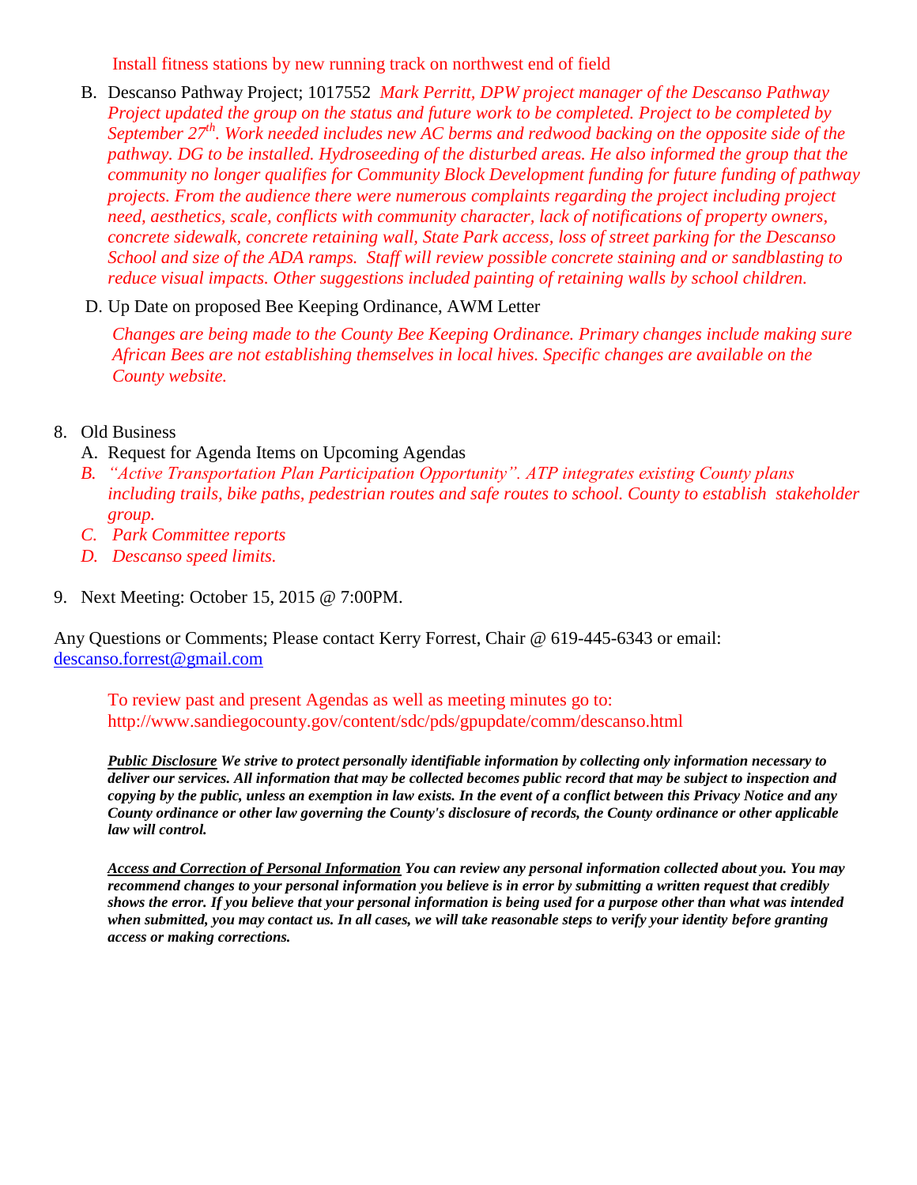Install fitness stations by new running track on northwest end of field

B. Descanso Pathway Project; 1017552 *Mark Perritt, DPW project manager of the Descanso Pathway Project updated the group on the status and future work to be completed. Project to be completed by September 27th. Work needed includes new AC berms and redwood backing on the opposite side of the pathway. DG to be installed. Hydroseeding of the disturbed areas. He also informed the group that the community no longer qualifies for Community Block Development funding for future funding of pathway projects. From the audience there were numerous complaints regarding the project including project need, aesthetics, scale, conflicts with community character, lack of notifications of property owners, concrete sidewalk, concrete retaining wall, State Park access, loss of street parking for the Descanso School and size of the ADA ramps. Staff will review possible concrete staining and or sandblasting to reduce visual impacts. Other suggestions included painting of retaining walls by school children.*

D. Up Date on proposed Bee Keeping Ordinance, AWM Letter

*Changes are being made to the County Bee Keeping Ordinance. Primary changes include making sure African Bees are not establishing themselves in local hives. Specific changes are available on the County website.*

8. Old Business
   - A. Request for Agenda Items on Upcoming Agendas
   - B. *"Active Transportation Plan Participation Opportunity". ATP integrates existing County plans including trails, bike paths, pedestrian routes and safe routes to school. County to establish stakeholder group.*
   - C. *Park Committee reports*
   - D. *Descanso speed limits.*

9. Next Meeting: October 15, 2015 @ 7:00PM.

Any Questions or Comments; Please contact Kerry Forrest, Chair @ 619-445-6343 or email: descanso.forrest@gmail.com

To review past and present Agendas as well as meeting minutes go to: http://www.sandiegocounty.gov/content/sdc/pds/gpupdate/comm/descanso.html

***Public Disclosure*** ***We strive to protect personally identifiable information by collecting only information necessary to deliver our services. All information that may be collected becomes public record that may be subject to inspection and copying by the public, unless an exemption in law exists. In the event of a conflict between this Privacy Notice and any County ordinance or other law governing the County's disclosure of records, the County ordinance or other applicable law will control.***

***Access and Correction of Personal Information*** ***You can review any personal information collected about you. You may recommend changes to your personal information you believe is in error by submitting a written request that credibly shows the error. If you believe that your personal information is being used for a purpose other than what was intended when submitted, you may contact us. In all cases, we will take reasonable steps to verify your identity before granting access or making corrections.***